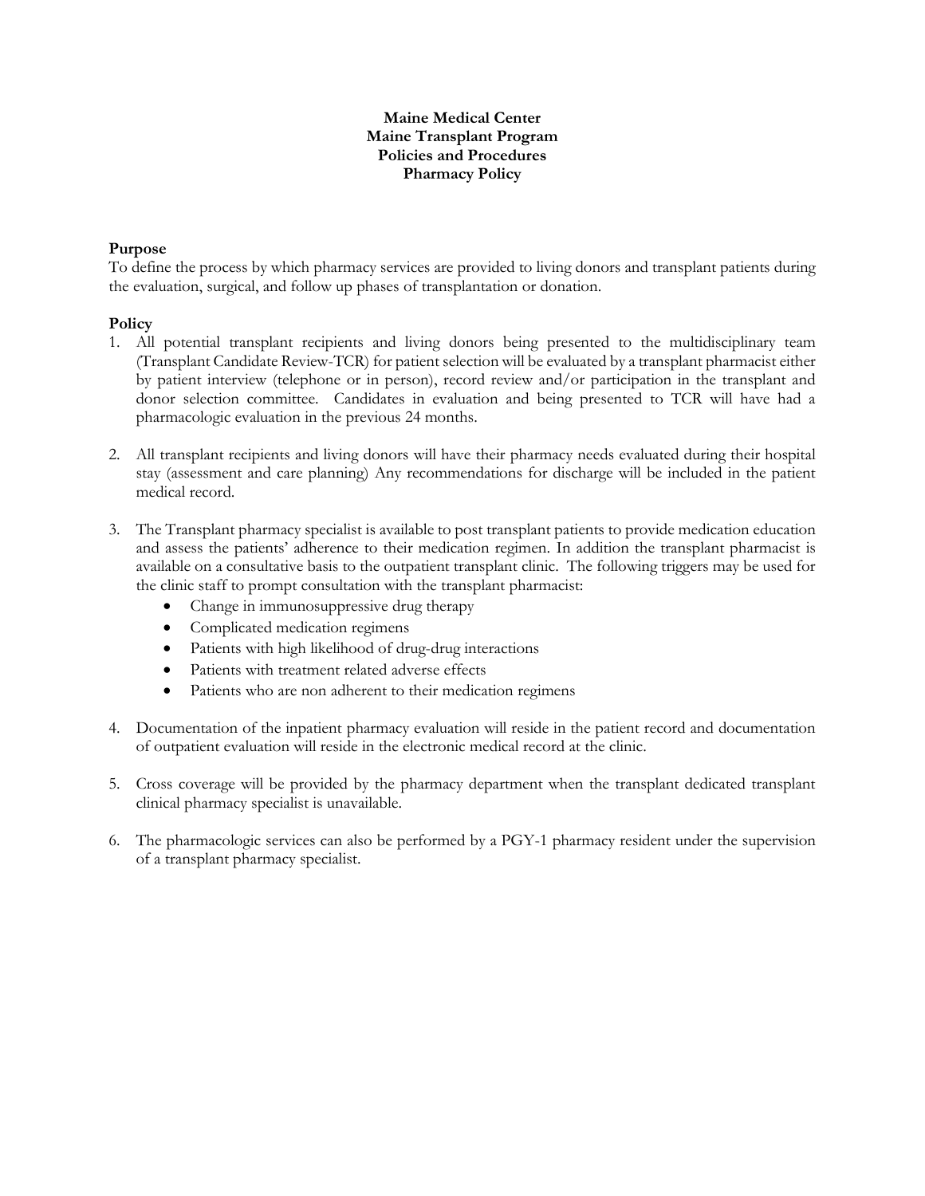**Maine Medical Center**
**Maine Transplant Program**
**Policies and Procedures**
**Pharmacy Policy**

**Purpose**

To define the process by which pharmacy services are provided to living donors and transplant patients during the evaluation, surgical, and follow up phases of transplantation or donation.

**Policy**

1. All potential transplant recipients and living donors being presented to the multidisciplinary team (Transplant Candidate Review-TCR) for patient selection will be evaluated by a transplant pharmacist either by patient interview (telephone or in person), record review and/or participation in the transplant and donor selection committee. Candidates in evaluation and being presented to TCR will have had a pharmacologic evaluation in the previous 24 months.

2. All transplant recipients and living donors will have their pharmacy needs evaluated during their hospital stay (assessment and care planning) Any recommendations for discharge will be included in the patient medical record.

3. The Transplant pharmacy specialist is available to post transplant patients to provide medication education and assess the patients' adherence to their medication regimen. In addition the transplant pharmacist is available on a consultative basis to the outpatient transplant clinic. The following triggers may be used for the clinic staff to prompt consultation with the transplant pharmacist:
   - Change in immunosuppressive drug therapy
   - Complicated medication regimens
   - Patients with high likelihood of drug-drug interactions
   - Patients with treatment related adverse effects
   - Patients who are non adherent to their medication regimens

4. Documentation of the inpatient pharmacy evaluation will reside in the patient record and documentation of outpatient evaluation will reside in the electronic medical record at the clinic.

5. Cross coverage will be provided by the pharmacy department when the transplant dedicated transplant clinical pharmacy specialist is unavailable.

6. The pharmacologic services can also be performed by a PGY-1 pharmacy resident under the supervision of a transplant pharmacy specialist.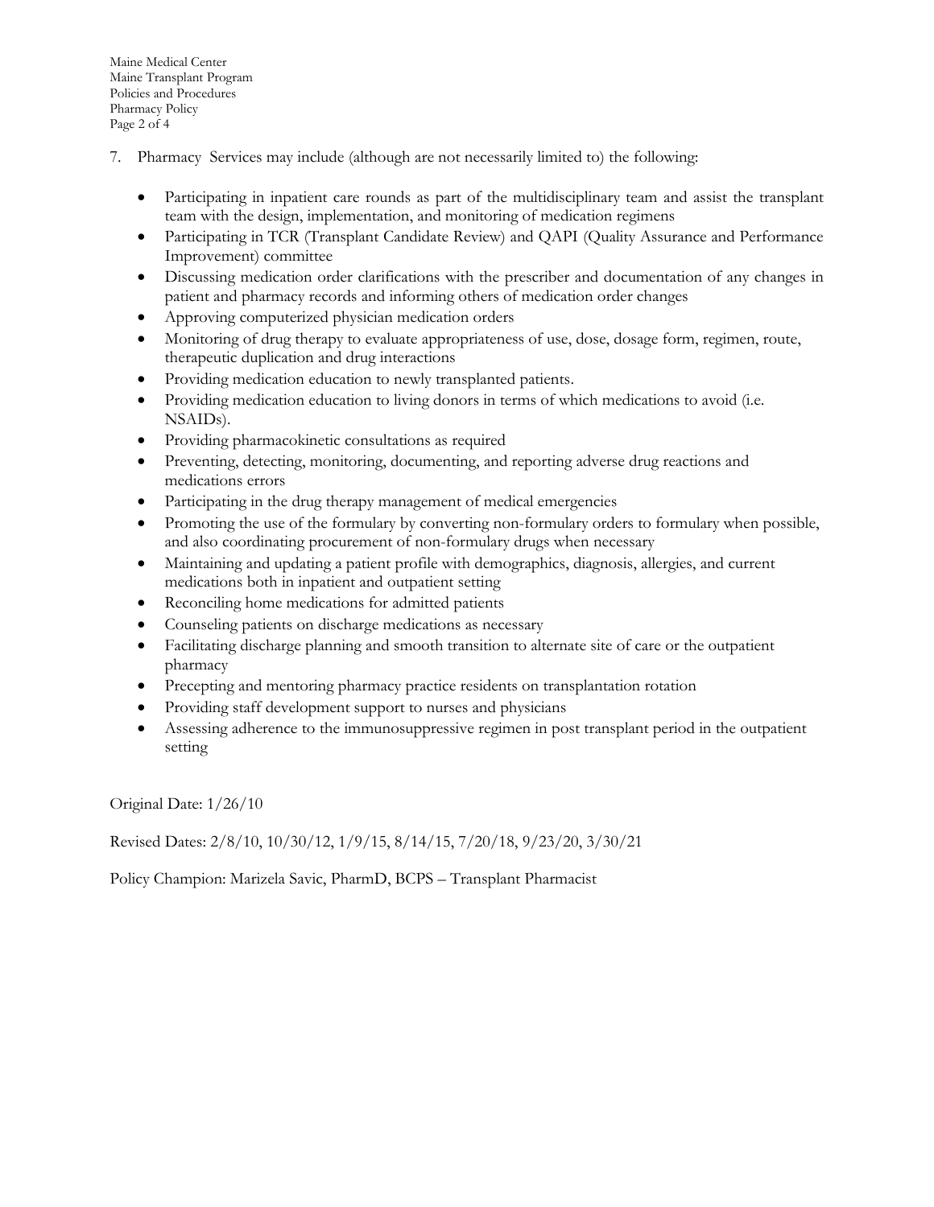7. Pharmacy Services may include (although are not necessarily limited to) the following:

   - Participating in inpatient care rounds as part of the multidisciplinary team and assist the transplant team with the design, implementation, and monitoring of medication regimens
   - Participating in TCR (Transplant Candidate Review) and QAPI (Quality Assurance and Performance Improvement) committee
   - Discussing medication order clarifications with the prescriber and documentation of any changes in patient and pharmacy records and informing others of medication order changes
   - Approving computerized physician medication orders
   - Monitoring of drug therapy to evaluate appropriateness of use, dose, dosage form, regimen, route, therapeutic duplication and drug interactions
   - Providing medication education to newly transplanted patients.
   - Providing medication education to living donors in terms of which medications to avoid (i.e. NSAIDs).
   - Providing pharmacokinetic consultations as required
   - Preventing, detecting, monitoring, documenting, and reporting adverse drug reactions and medications errors
   - Participating in the drug therapy management of medical emergencies
   - Promoting the use of the formulary by converting non-formulary orders to formulary when possible, and also coordinating procurement of non-formulary drugs when necessary
   - Maintaining and updating a patient profile with demographics, diagnosis, allergies, and current medications both in inpatient and outpatient setting
   - Reconciling home medications for admitted patients
   - Counseling patients on discharge medications as necessary
   - Facilitating discharge planning and smooth transition to alternate site of care or the outpatient pharmacy
   - Precepting and mentoring pharmacy practice residents on transplantation rotation
   - Providing staff development support to nurses and physicians
   - Assessing adherence to the immunosuppressive regimen in post transplant period in the outpatient setting

Original Date: 1/26/10

Revised Dates: 2/8/10, 10/30/12, 1/9/15, 8/14/15, 7/20/18, 9/23/20, 3/30/21

Policy Champion: Marizela Savic, PharmD, BCPS – Transplant Pharmacist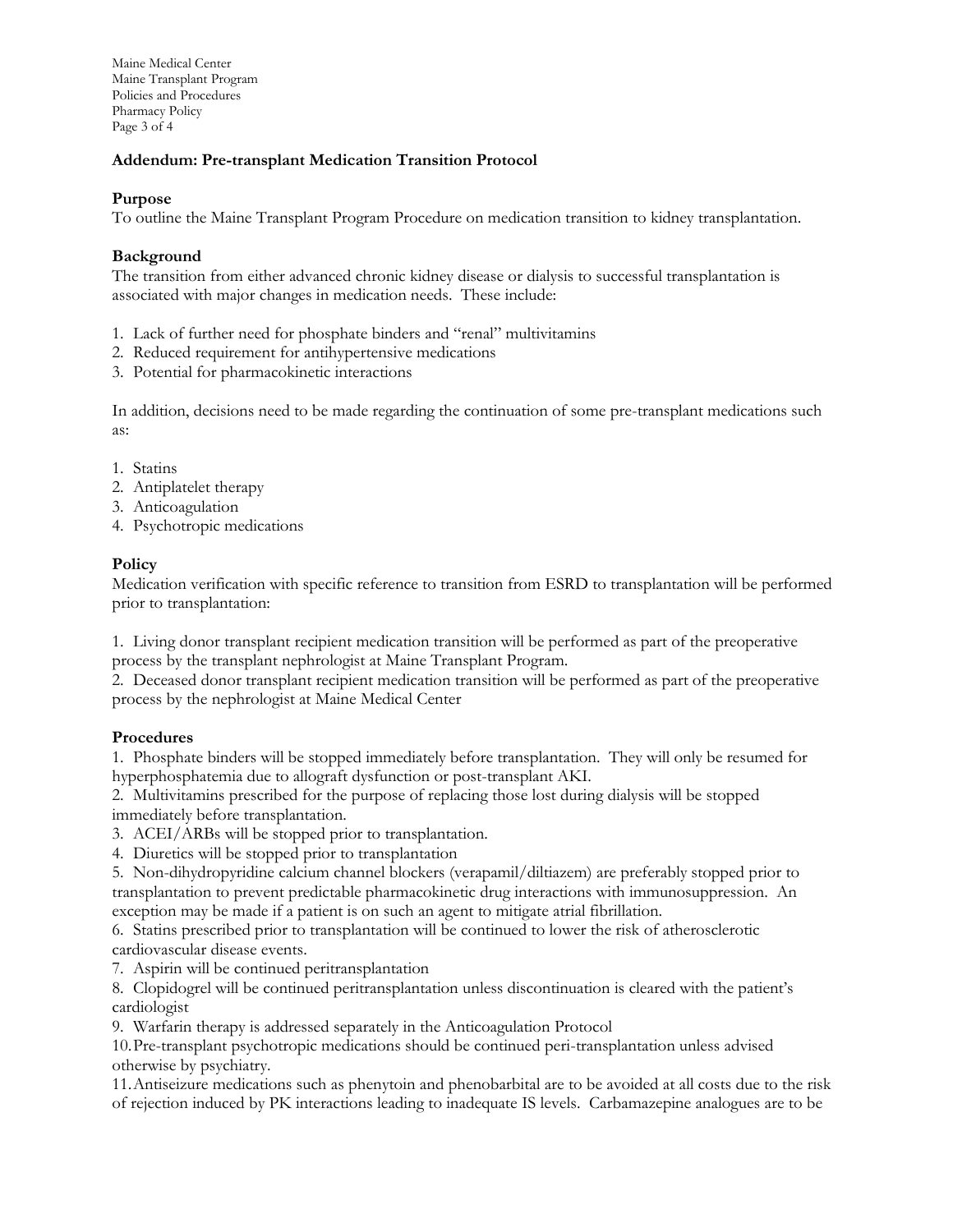## Addendum: Pre-transplant Medication Transition Protocol

### Purpose

To outline the Maine Transplant Program Procedure on medication transition to kidney transplantation.

### Background

The transition from either advanced chronic kidney disease or dialysis to successful transplantation is associated with major changes in medication needs. These include:

1. Lack of further need for phosphate binders and "renal" multivitamins
2. Reduced requirement for antihypertensive medications
3. Potential for pharmacokinetic interactions

In addition, decisions need to be made regarding the continuation of some pre-transplant medications such as:

1. Statins
2. Antiplatelet therapy
3. Anticoagulation
4. Psychotropic medications

### Policy

Medication verification with specific reference to transition from ESRD to transplantation will be performed prior to transplantation:

1. Living donor transplant recipient medication transition will be performed as part of the preoperative process by the transplant nephrologist at Maine Transplant Program.
2. Deceased donor transplant recipient medication transition will be performed as part of the preoperative process by the nephrologist at Maine Medical Center

### Procedures

1. Phosphate binders will be stopped immediately before transplantation. They will only be resumed for hyperphosphatemia due to allograft dysfunction or post-transplant AKI.
2. Multivitamins prescribed for the purpose of replacing those lost during dialysis will be stopped immediately before transplantation.
3. ACEI/ARBs will be stopped prior to transplantation.
4. Diuretics will be stopped prior to transplantation
5. Non-dihydropyridine calcium channel blockers (verapamil/diltiazem) are preferably stopped prior to transplantation to prevent predictable pharmacokinetic drug interactions with immunosuppression. An exception may be made if a patient is on such an agent to mitigate atrial fibrillation.
6. Statins prescribed prior to transplantation will be continued to lower the risk of atherosclerotic cardiovascular disease events.
7. Aspirin will be continued peritransplantation
8. Clopidogrel will be continued peritransplantation unless discontinuation is cleared with the patient's cardiologist
9. Warfarin therapy is addressed separately in the Anticoagulation Protocol
10. Pre-transplant psychotropic medications should be continued peri-transplantation unless advised otherwise by psychiatry.
11. Antiseizure medications such as phenytoin and phenobarbital are to be avoided at all costs due to the risk of rejection induced by PK interactions leading to inadequate IS levels. Carbamazepine analogues are to be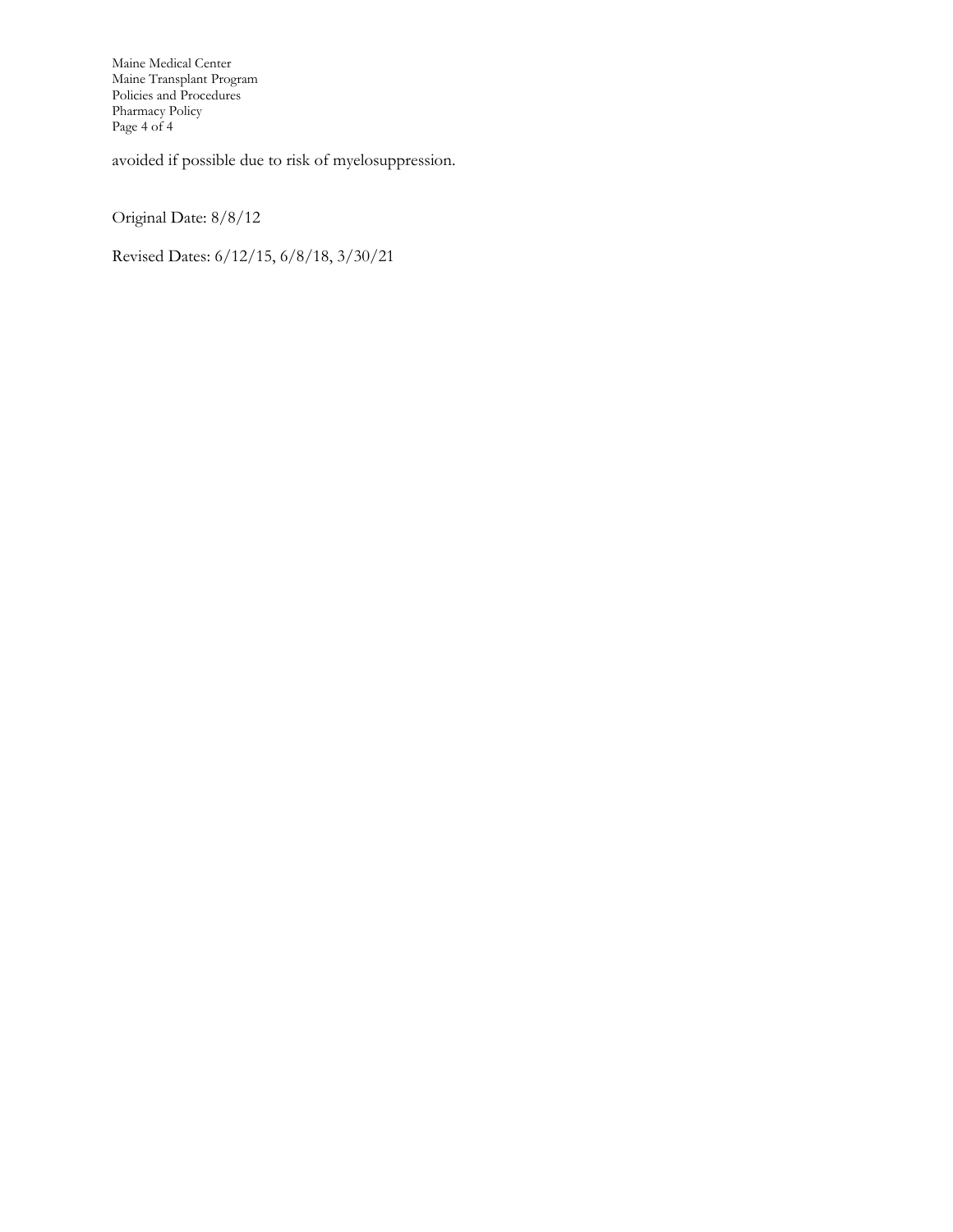avoided if possible due to risk of myelosuppression.

Original Date: 8/8/12

Revised Dates: 6/12/15, 6/8/18, 3/30/21